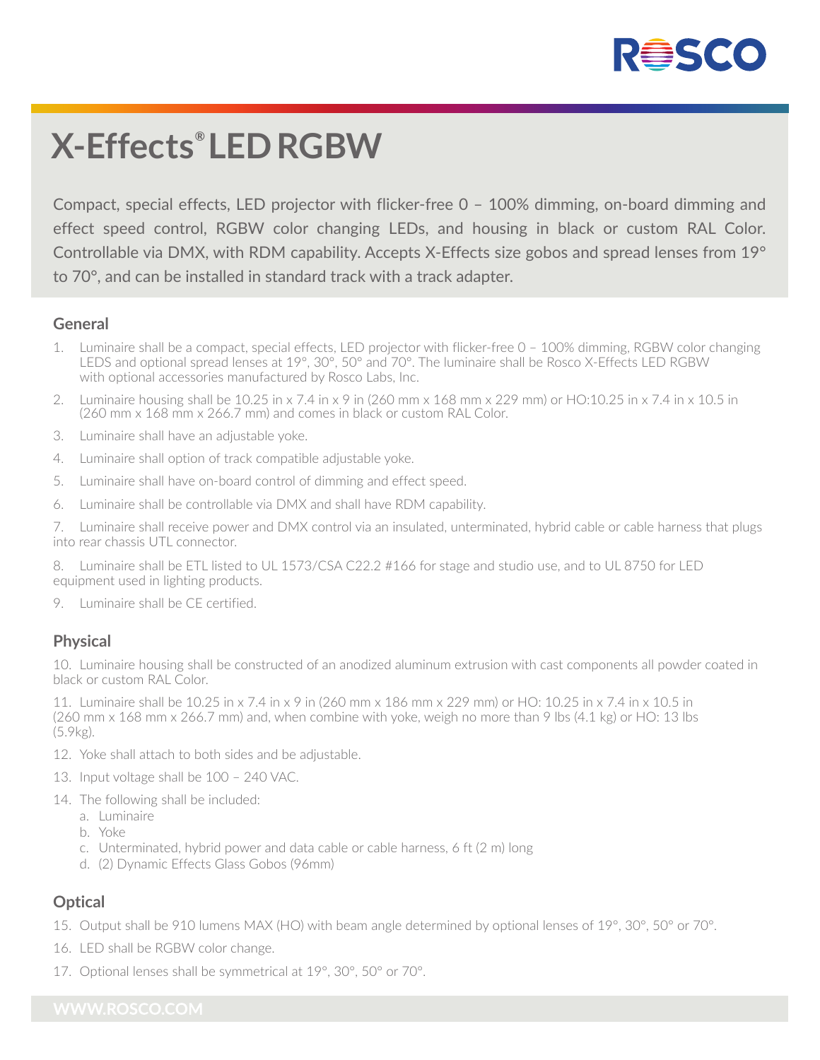# X-Effects® LED RGBW

Compact, special effects, LED projector with flicker-free 0 – 100% dimming, on-board dimming and effect speed control, RGBW color changing LEDs, and housing in black or custom RAL Color. Controllable via DMX, with RDM capability. Accepts X-Effects size gobos and spread lenses from 19° to 70°, and can be installed in standard track with a track adapter.

## General

1. Luminaire shall be a compact, special effects, LED projector with flicker-free 0 – 100% dimming, RGBW color changing LEDS and optional spread lenses at 19°, 30°, 50° and 70°. The luminaire shall be Rosco X-Effects LED RGBW with optional accessories manufactured by Rosco Labs, Inc.
2. Luminaire housing shall be 10.25 in x 7.4 in x 9 in (260 mm x 168 mm x 229 mm) or HO:10.25 in x 7.4 in x 10.5 in (260 mm x 168 mm x 266.7 mm) and comes in black or custom RAL Color.
3. Luminaire shall have an adjustable yoke.
4. Luminaire shall option of track compatible adjustable yoke.
5. Luminaire shall have on-board control of dimming and effect speed.
6. Luminaire shall be controllable via DMX and shall have RDM capability.
7. Luminaire shall receive power and DMX control via an insulated, unterminated, hybrid cable or cable harness that plugs into rear chassis UTL connector.
8. Luminaire shall be ETL listed to UL 1573/CSA C22.2 #166 for stage and studio use, and to UL 8750 for LED equipment used in lighting products.
9. Luminaire shall be CE certified.

## Physical

10. Luminaire housing shall be constructed of an anodized aluminum extrusion with cast components all powder coated in black or custom RAL Color.
11. Luminaire shall be 10.25 in x 7.4 in x 9 in (260 mm x 186 mm x 229 mm) or HO: 10.25 in x 7.4 in x 10.5 in (260 mm x 168 mm x 266.7 mm) and, when combine with yoke, weigh no more than 9 lbs (4.1 kg) or HO: 13 lbs (5.9kg).
12. Yoke shall attach to both sides and be adjustable.
13. Input voltage shall be 100 – 240 VAC.
14. The following shall be included:
    a. Luminaire
    b. Yoke
    c. Unterminated, hybrid power and data cable or cable harness, 6 ft (2 m) long
    d. (2) Dynamic Effects Glass Gobos (96mm)

## Optical

15. Output shall be 910 lumens MAX (HO) with beam angle determined by optional lenses of 19°, 30°, 50° or 70°.
16. LED shall be RGBW color change.
17. Optional lenses shall be symmetrical at 19°, 30°, 50° or 70°.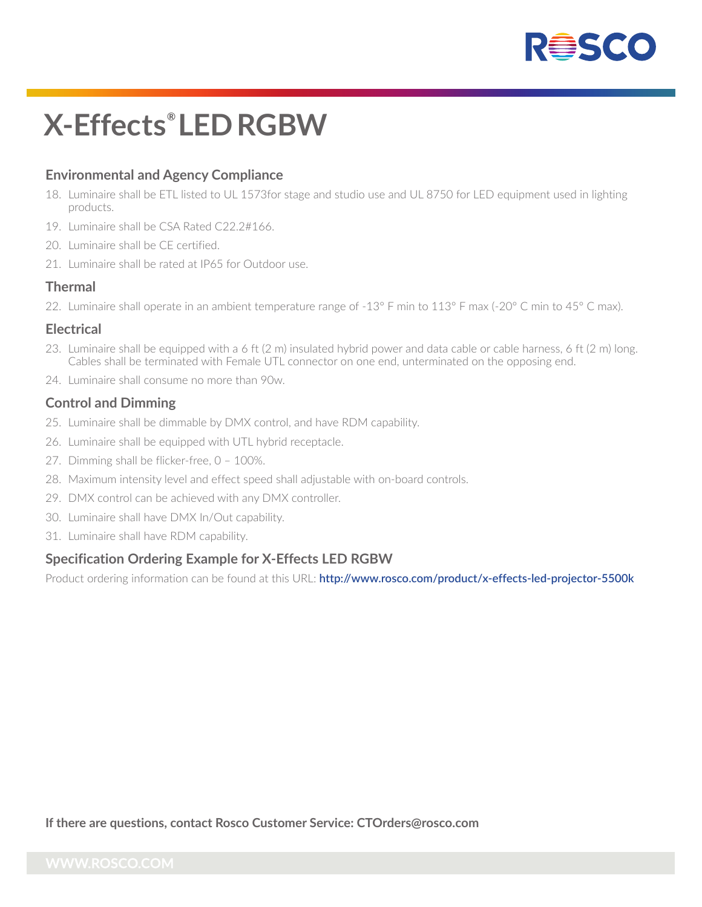# X-Effects® LED RGBW

### Environmental and Agency Compliance

18. Luminaire shall be ETL listed to UL 1573for stage and studio use and UL 8750 for LED equipment used in lighting products.
19. Luminaire shall be CSA Rated C22.2#166.
20. Luminaire shall be CE certified.
21. Luminaire shall be rated at IP65 for Outdoor use.

### Thermal

22. Luminaire shall operate in an ambient temperature range of -13° F min to 113° F max (-20° C min to 45° C max).

### Electrical

23. Luminaire shall be equipped with a 6 ft (2 m) insulated hybrid power and data cable or cable harness, 6 ft (2 m) long. Cables shall be terminated with Female UTL connector on one end, unterminated on the opposing end.
24. Luminaire shall consume no more than 90w.

### Control and Dimming

25. Luminaire shall be dimmable by DMX control, and have RDM capability.
26. Luminaire shall be equipped with UTL hybrid receptacle.
27. Dimming shall be flicker-free, 0 – 100%.
28. Maximum intensity level and effect speed shall adjustable with on-board controls.
29. DMX control can be achieved with any DMX controller.
30. Luminaire shall have DMX In/Out capability.
31. Luminaire shall have RDM capability.

### Specification Ordering Example for X-Effects LED RGBW

Product ordering information can be found at this URL: **http://www.rosco.com/product/x-effects-led-projector-5500k**

**If there are questions, contact Rosco Customer Service: CTOrders@rosco.com**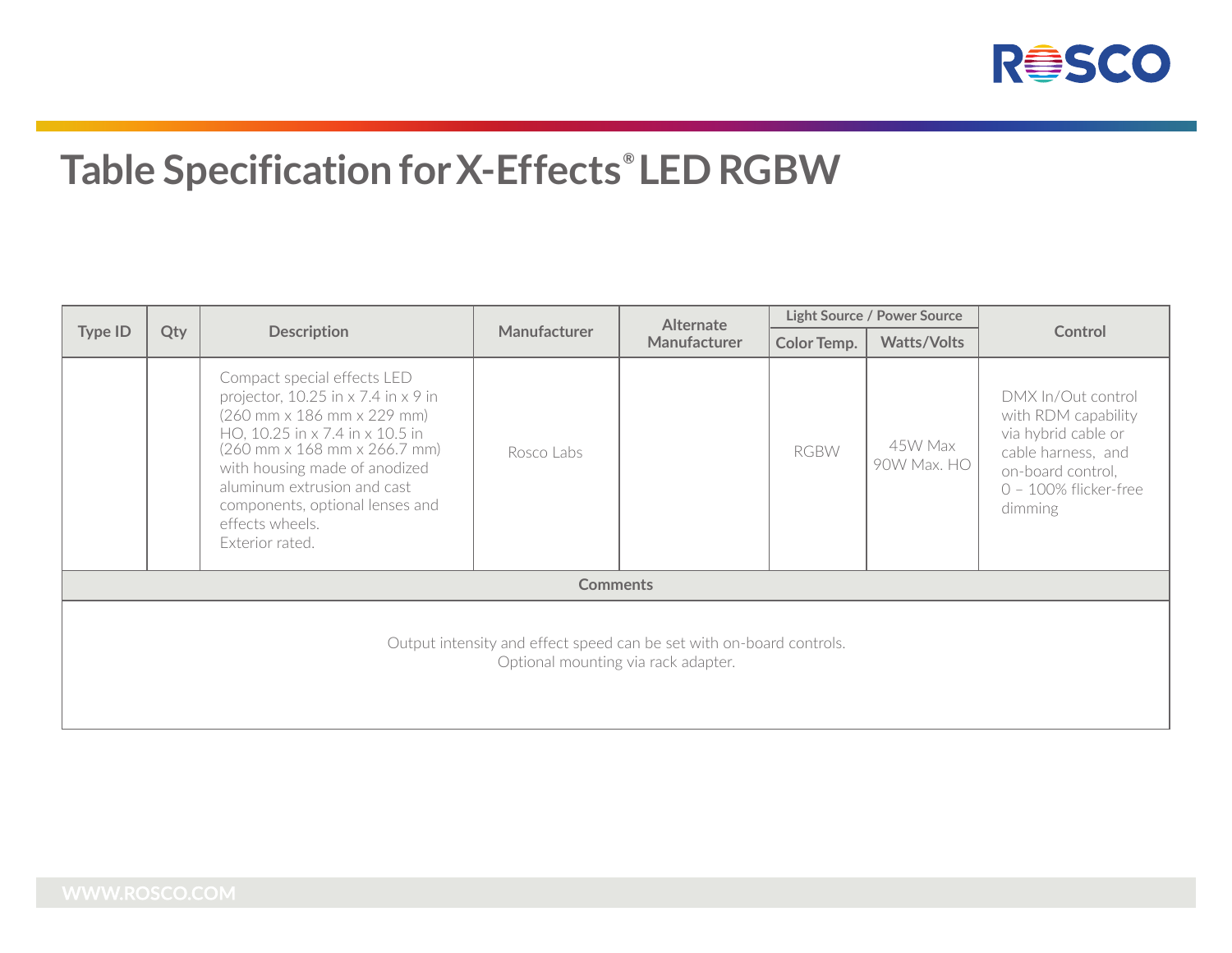# Table Specification for X-Effects® LED RGBW

| Type ID | Qty | Description | Manufacturer | Alternate Manufacturer | Light Source / Power Source | | Control |
|---|---|---|---|---|---|---|---|
| | | | | | Color Temp. | Watts/Volts | |
| | | Compact special effects LED projector, 10.25 in x 7.4 in x 9 in (260 mm x 186 mm x 229 mm) HO, 10.25 in x 7.4 in x 10.5 in (260 mm x 168 mm x 266.7 mm) with housing made of anodized aluminum extrusion and cast components, optional lenses and effects wheels. Exterior rated. | Rosco Labs | | RGBW | 45W Max 90W Max. HO | DMX In/Out control with RDM capability via hybrid cable or cable harness, and on-board control, 0 – 100% flicker-free dimming |

**Comments**

Output intensity and effect speed can be set with on-board controls.
Optional mounting via rack adapter.

WWW.ROSCO.COM